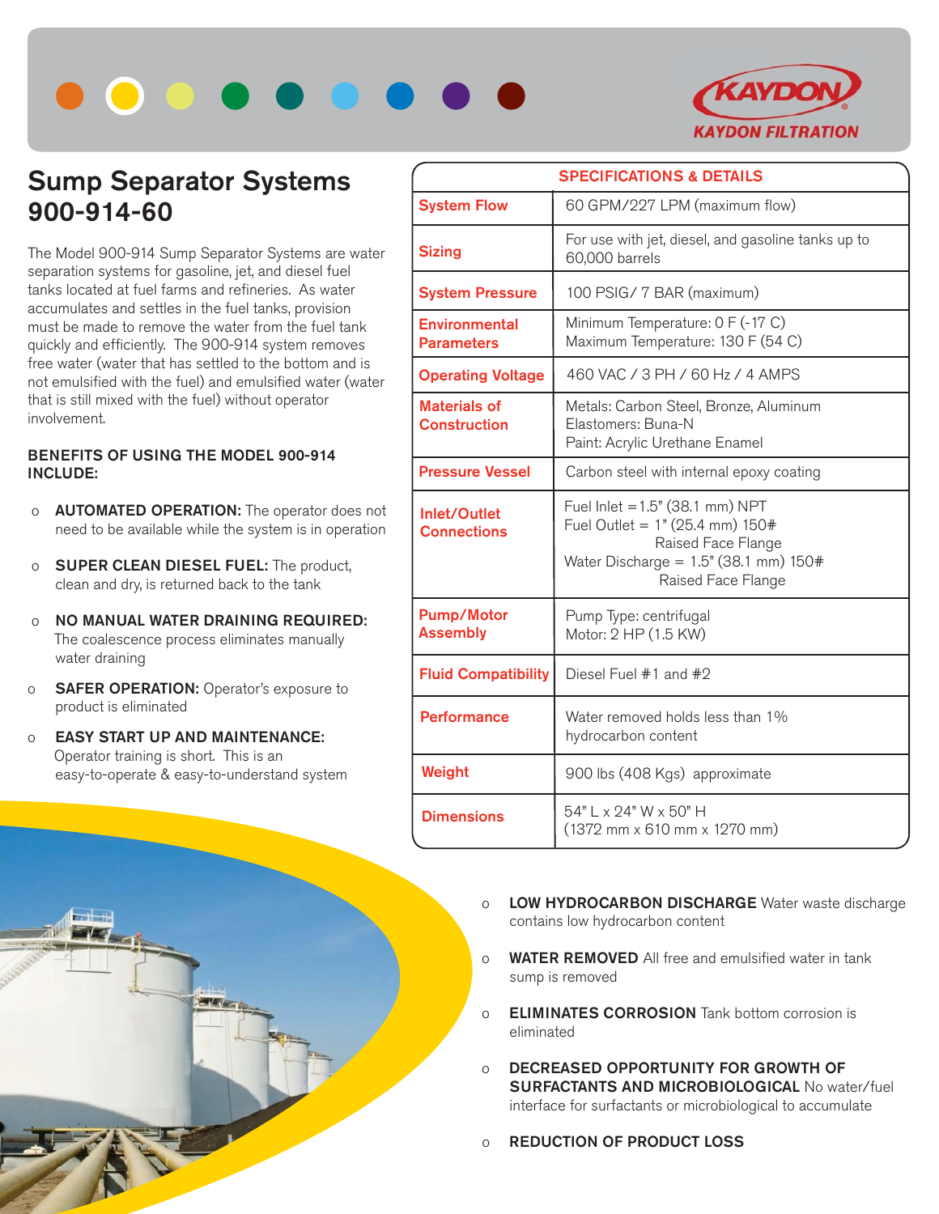KAYDON FILTRATION

# Sump Separator Systems 900-914-60

The Model 900-914 Sump Separator Systems are water separation systems for gasoline, jet, and diesel fuel tanks located at fuel farms and refineries. As water accumulates and settles in the fuel tanks, provision must be made to remove the water from the fuel tank quickly and efficiently. The 900-914 system removes free water (water that has settled to the bottom and is not emulsified with the fuel) and emulsified water (water that is still mixed with the fuel) without operator involvement.

### BENEFITS OF USING THE MODEL 900-914 INCLUDE:

- **AUTOMATED OPERATION:** The operator does not need to be available while the system is in operation
- **SUPER CLEAN DIESEL FUEL:** The product, clean and dry, is returned back to the tank
- **NO MANUAL WATER DRAINING REQUIRED:** The coalescence process eliminates manually water draining
- **SAFER OPERATION:** Operator's exposure to product is eliminated
- **EASY START UP AND MAINTENANCE:** Operator training is short. This is an easy-to-operate & easy-to-understand system

| SPECIFICATIONS & DETAILS | |
|---|---|
| **System Flow** | 60 GPM/227 LPM (maximum flow) |
| **Sizing** | For use with jet, diesel, and gasoline tanks up to 60,000 barrels |
| **System Pressure** | 100 PSIG/ 7 BAR (maximum) |
| **Environmental Parameters** | Minimum Temperature: 0 F (-17 C)<br>Maximum Temperature: 130 F (54 C) |
| **Operating Voltage** | 460 VAC / 3 PH / 60 Hz / 4 AMPS |
| **Materials of Construction** | Metals: Carbon Steel, Bronze, Aluminum<br>Elastomers: Buna-N<br>Paint: Acrylic Urethane Enamel |
| **Pressure Vessel** | Carbon steel with internal epoxy coating |
| **Inlet/Outlet Connections** | Fuel Inlet = 1.5" (38.1 mm) NPT<br>Fuel Outlet = 1" (25.4 mm) 150# Raised Face Flange<br>Water Discharge = 1.5" (38.1 mm) 150# Raised Face Flange |
| **Pump/Motor Assembly** | Pump Type: centrifugal<br>Motor: 2 HP (1.5 KW) |
| **Fluid Compatibility** | Diesel Fuel #1 and #2 |
| **Performance** | Water removed holds less than 1% hydrocarbon content |
| **Weight** | 900 lbs (408 Kgs) approximate |
| **Dimensions** | 54" L x 24" W x 50" H<br>(1372 mm x 610 mm x 1270 mm) |

- **LOW HYDROCARBON DISCHARGE** Water waste discharge contains low hydrocarbon content
- **WATER REMOVED** All free and emulsified water in tank sump is removed
- **ELIMINATES CORROSION** Tank bottom corrosion is eliminated
- **DECREASED OPPORTUNITY FOR GROWTH OF SURFACTANTS AND MICROBIOLOGICAL** No water/fuel interface for surfactants or microbiological to accumulate
- **REDUCTION OF PRODUCT LOSS**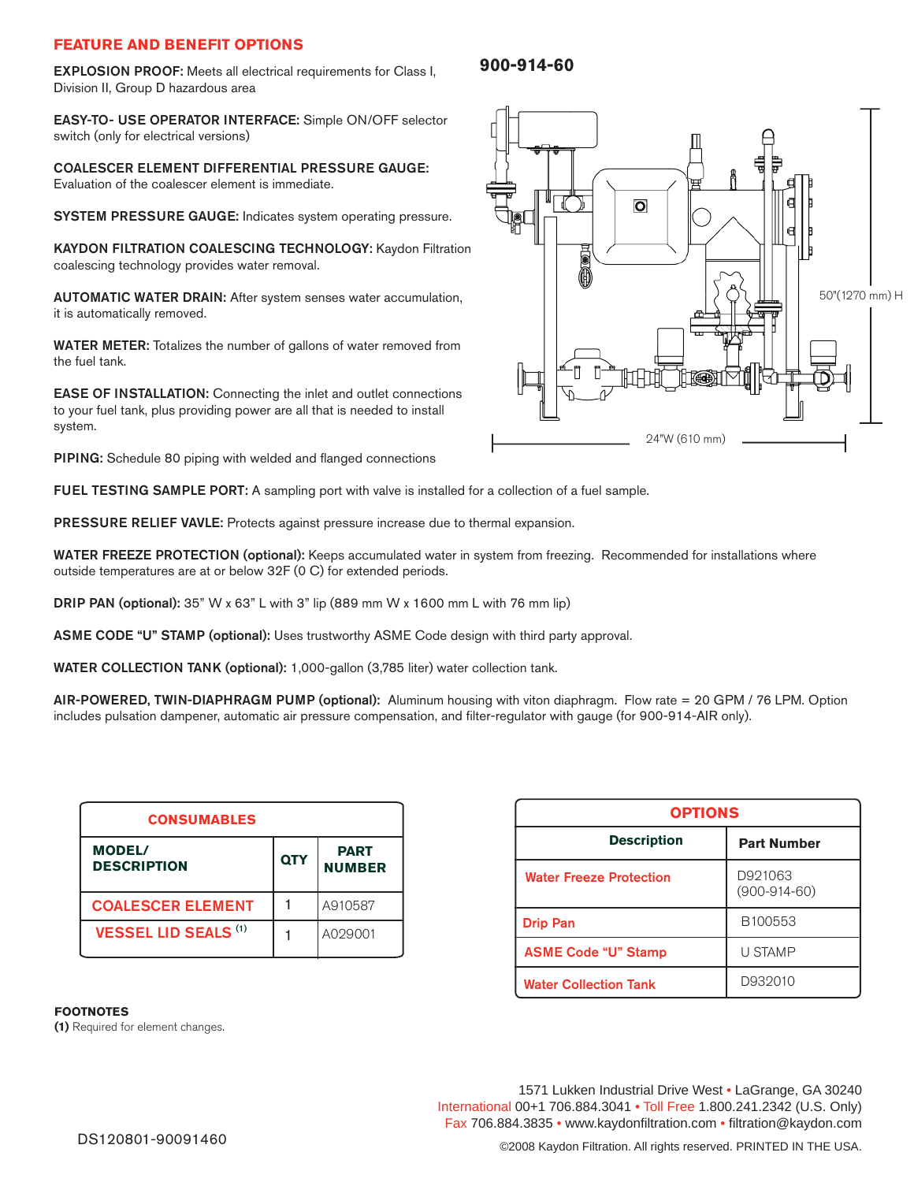## FEATURE AND BENEFIT OPTIONS

**EXPLOSION PROOF:** Meets all electrical requirements for Class I, Division II, Group D hazardous area

**EASY-TO- USE OPERATOR INTERFACE:** Simple ON/OFF selector switch (only for electrical versions)

**COALESCER ELEMENT DIFFERENTIAL PRESSURE GAUGE:** Evaluation of the coalescer element is immediate.

**SYSTEM PRESSURE GAUGE:** Indicates system operating pressure.

**KAYDON FILTRATION COALESCING TECHNOLOGY:** Kaydon Filtration coalescing technology provides water removal.

**AUTOMATIC WATER DRAIN:** After system senses water accumulation, it is automatically removed.

**WATER METER:** Totalizes the number of gallons of water removed from the fuel tank.

**EASE OF INSTALLATION:** Connecting the inlet and outlet connections to your fuel tank, plus providing power are all that is needed to install system.

**PIPING:** Schedule 80 piping with welded and flanged connections

**900-914-60**

50"(1270 mm) H

24"W (610 mm)

**FUEL TESTING SAMPLE PORT:** A sampling port with valve is installed for a collection of a fuel sample.

**PRESSURE RELIEF VAVLE:** Protects against pressure increase due to thermal expansion.

**WATER FREEZE PROTECTION (optional):** Keeps accumulated water in system from freezing. Recommended for installations where outside temperatures are at or below 32F (0 C) for extended periods.

**DRIP PAN (optional):** 35" W x 63" L with 3" lip (889 mm W x 1600 mm L with 76 mm lip)

**ASME CODE "U" STAMP (optional):** Uses trustworthy ASME Code design with third party approval.

**WATER COLLECTION TANK (optional):** 1,000-gallon (3,785 liter) water collection tank.

**AIR-POWERED, TWIN-DIAPHRAGM PUMP (optional):** Aluminum housing with viton diaphragm. Flow rate = 20 GPM / 76 LPM. Option includes pulsation dampener, automatic air pressure compensation, and filter-regulator with gauge (for 900-914-AIR only).

**CONSUMABLES**

| MODEL/ DESCRIPTION | QTY | PART NUMBER |
|---|---|---|
| COALESCER ELEMENT | 1 | A910587 |
| VESSEL LID SEALS [1] | 1 | A029001 |

**OPTIONS**

| Description | Part Number |
|---|---|
| Water Freeze Protection | D921063 (900-914-60) |
| Drip Pan | B100553 |
| ASME Code "U" Stamp | U STAMP |
| Water Collection Tank | D932010 |

**FOOTNOTES**
**(1)** Required for element changes.

1571 Lukken Industrial Drive West • LaGrange, GA 30240
International 00+1 706.884.3041 • Toll Free 1.800.241.2342 (U.S. Only)
Fax 706.884.3835 • www.kaydonfiltration.com • filtration@kaydon.com

©2008 Kaydon Filtration. All rights reserved. PRINTED IN THE USA.

DS120801-90091460